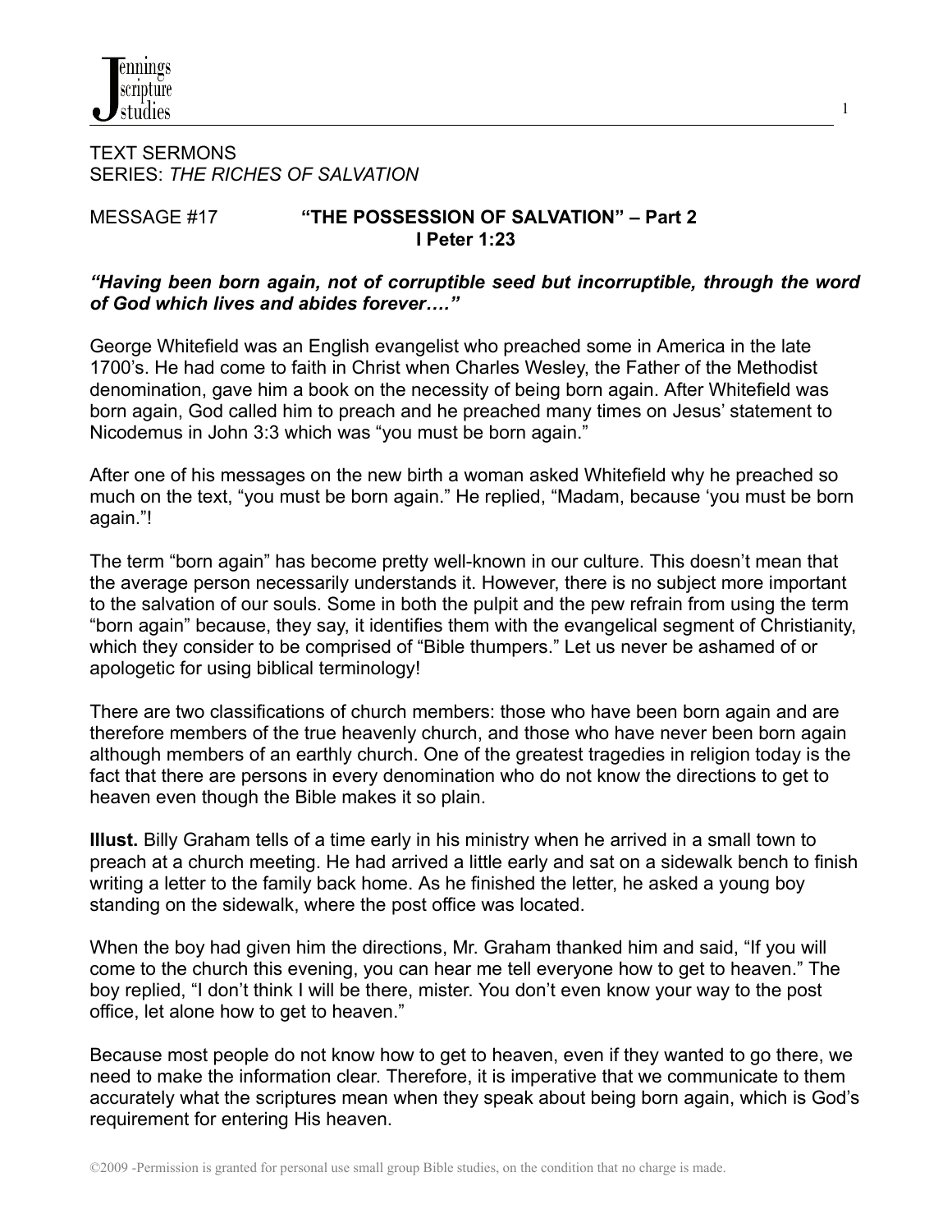TEXT SERMONS
SERIES: *THE RICHES OF SALVATION*

MESSAGE #17 **"THE POSSESSION OF SALVATION" – Part 2**
**I Peter 1:23**

***"Having been born again, not of corruptible seed but incorruptible, through the word of God which lives and abides forever…."***

George Whitefield was an English evangelist who preached some in America in the late 1700's. He had come to faith in Christ when Charles Wesley, the Father of the Methodist denomination, gave him a book on the necessity of being born again. After Whitefield was born again, God called him to preach and he preached many times on Jesus' statement to Nicodemus in John 3:3 which was "you must be born again."

After one of his messages on the new birth a woman asked Whitefield why he preached so much on the text, "you must be born again." He replied, "Madam, because 'you must be born again."!

The term "born again" has become pretty well-known in our culture. This doesn't mean that the average person necessarily understands it. However, there is no subject more important to the salvation of our souls. Some in both the pulpit and the pew refrain from using the term "born again" because, they say, it identifies them with the evangelical segment of Christianity, which they consider to be comprised of "Bible thumpers." Let us never be ashamed of or apologetic for using biblical terminology!

There are two classifications of church members: those who have been born again and are therefore members of the true heavenly church, and those who have never been born again although members of an earthly church. One of the greatest tragedies in religion today is the fact that there are persons in every denomination who do not know the directions to get to heaven even though the Bible makes it so plain.

**Illust.** Billy Graham tells of a time early in his ministry when he arrived in a small town to preach at a church meeting. He had arrived a little early and sat on a sidewalk bench to finish writing a letter to the family back home. As he finished the letter, he asked a young boy standing on the sidewalk, where the post office was located.

When the boy had given him the directions, Mr. Graham thanked him and said, "If you will come to the church this evening, you can hear me tell everyone how to get to heaven." The boy replied, "I don't think I will be there, mister. You don't even know your way to the post office, let alone how to get to heaven."

Because most people do not know how to get to heaven, even if they wanted to go there, we need to make the information clear. Therefore, it is imperative that we communicate to them accurately what the scriptures mean when they speak about being born again, which is God's requirement for entering His heaven.

©2009 -Permission is granted for personal use small group Bible studies, on the condition that no charge is made.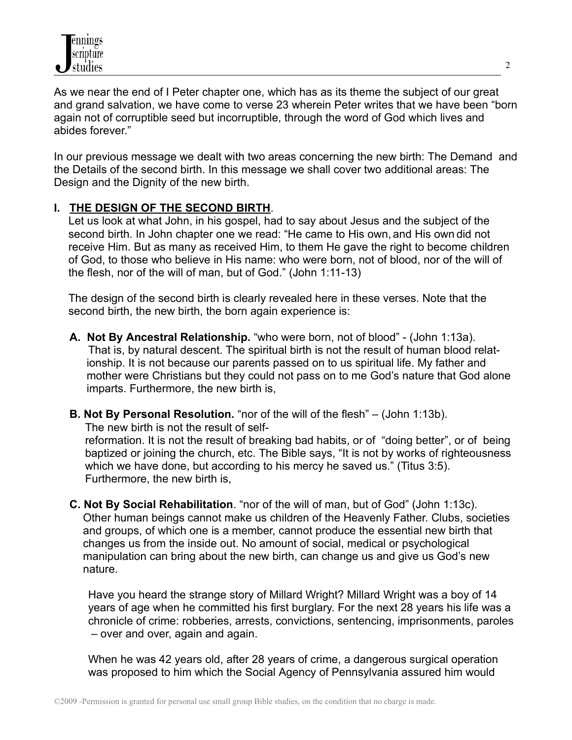As we near the end of I Peter chapter one, which has as its theme the subject of our great and grand salvation, we have come to verse 23 wherein Peter writes that we have been "born again not of corruptible seed but incorruptible, through the word of God which lives and abides forever."

In our previous message we dealt with two areas concerning the new birth: The Demand and the Details of the second birth. In this message we shall cover two additional areas: The Design and the Dignity of the new birth.

## I. THE DESIGN OF THE SECOND BIRTH.

Let us look at what John, in his gospel, had to say about Jesus and the subject of the second birth. In John chapter one we read: "He came to His own, and His own did not receive Him. But as many as received Him, to them He gave the right to become children of God, to those who believe in His name: who were born, not of blood, nor of the will of the flesh, nor of the will of man, but of God." (John 1:11-13)

The design of the second birth is clearly revealed here in these verses. Note that the second birth, the new birth, the born again experience is:

**A. Not By Ancestral Relationship.** "who were born, not of blood" - (John 1:13a). That is, by natural descent. The spiritual birth is not the result of human blood relationship. It is not because our parents passed on to us spiritual life. My father and mother were Christians but they could not pass on to me God's nature that God alone imparts. Furthermore, the new birth is,

**B. Not By Personal Resolution.** "nor of the will of the flesh" – (John 1:13b). The new birth is not the result of self-reformation. It is not the result of breaking bad habits, or of "doing better", or of being baptized or joining the church, etc. The Bible says, "It is not by works of righteousness which we have done, but according to his mercy he saved us." (Titus 3:5). Furthermore, the new birth is,

**C. Not By Social Rehabilitation**. "nor of the will of man, but of God" (John 1:13c). Other human beings cannot make us children of the Heavenly Father. Clubs, societies and groups, of which one is a member, cannot produce the essential new birth that changes us from the inside out. No amount of social, medical or psychological manipulation can bring about the new birth, can change us and give us God's new nature.

Have you heard the strange story of Millard Wright? Millard Wright was a boy of 14 years of age when he committed his first burglary. For the next 28 years his life was a chronicle of crime: robberies, arrests, convictions, sentencing, imprisonments, paroles – over and over, again and again.

When he was 42 years old, after 28 years of crime, a dangerous surgical operation was proposed to him which the Social Agency of Pennsylvania assured him would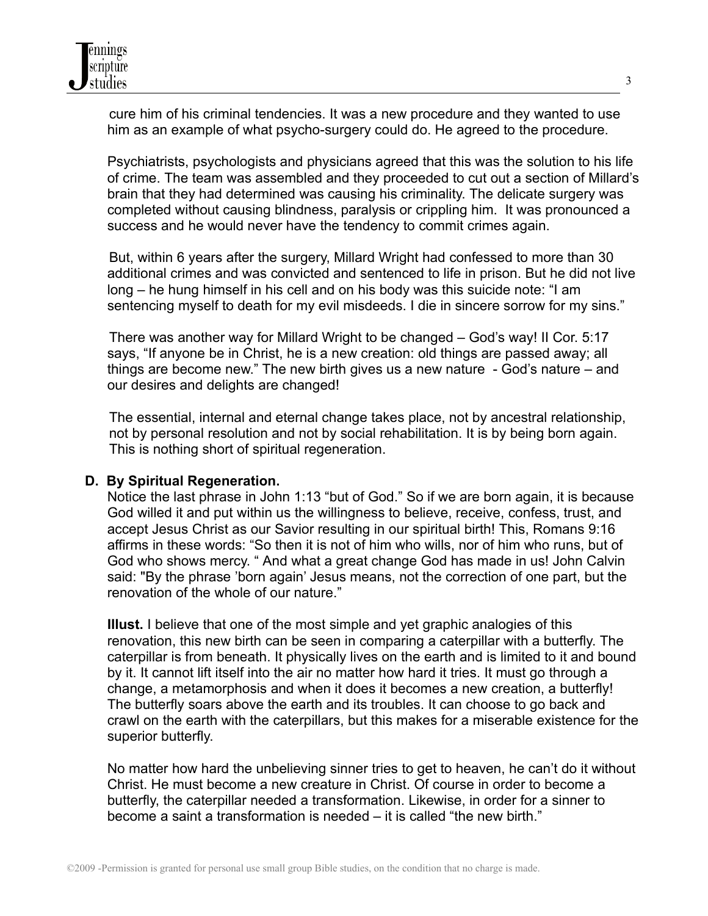cure him of his criminal tendencies. It was a new procedure and they wanted to use him as an example of what psycho-surgery could do. He agreed to the procedure.

Psychiatrists, psychologists and physicians agreed that this was the solution to his life of crime. The team was assembled and they proceeded to cut out a section of Millard's brain that they had determined was causing his criminality. The delicate surgery was completed without causing blindness, paralysis or crippling him. It was pronounced a success and he would never have the tendency to commit crimes again.

But, within 6 years after the surgery, Millard Wright had confessed to more than 30 additional crimes and was convicted and sentenced to life in prison. But he did not live long – he hung himself in his cell and on his body was this suicide note: "I am sentencing myself to death for my evil misdeeds. I die in sincere sorrow for my sins."

There was another way for Millard Wright to be changed – God's way! II Cor. 5:17 says, "If anyone be in Christ, he is a new creation: old things are passed away; all things are become new." The new birth gives us a new nature - God's nature – and our desires and delights are changed!

The essential, internal and eternal change takes place, not by ancestral relationship, not by personal resolution and not by social rehabilitation. It is by being born again. This is nothing short of spiritual regeneration.

**D. By Spiritual Regeneration.**

Notice the last phrase in John 1:13 "but of God." So if we are born again, it is because God willed it and put within us the willingness to believe, receive, confess, trust, and accept Jesus Christ as our Savior resulting in our spiritual birth! This, Romans 9:16 affirms in these words: "So then it is not of him who wills, nor of him who runs, but of God who shows mercy. " And what a great change God has made in us! John Calvin said: "By the phrase 'born again' Jesus means, not the correction of one part, but the renovation of the whole of our nature."

**Illust.** I believe that one of the most simple and yet graphic analogies of this renovation, this new birth can be seen in comparing a caterpillar with a butterfly. The caterpillar is from beneath. It physically lives on the earth and is limited to it and bound by it. It cannot lift itself into the air no matter how hard it tries. It must go through a change, a metamorphosis and when it does it becomes a new creation, a butterfly! The butterfly soars above the earth and its troubles. It can choose to go back and crawl on the earth with the caterpillars, but this makes for a miserable existence for the superior butterfly.

No matter how hard the unbelieving sinner tries to get to heaven, he can't do it without Christ. He must become a new creature in Christ. Of course in order to become a butterfly, the caterpillar needed a transformation. Likewise, in order for a sinner to become a saint a transformation is needed – it is called "the new birth."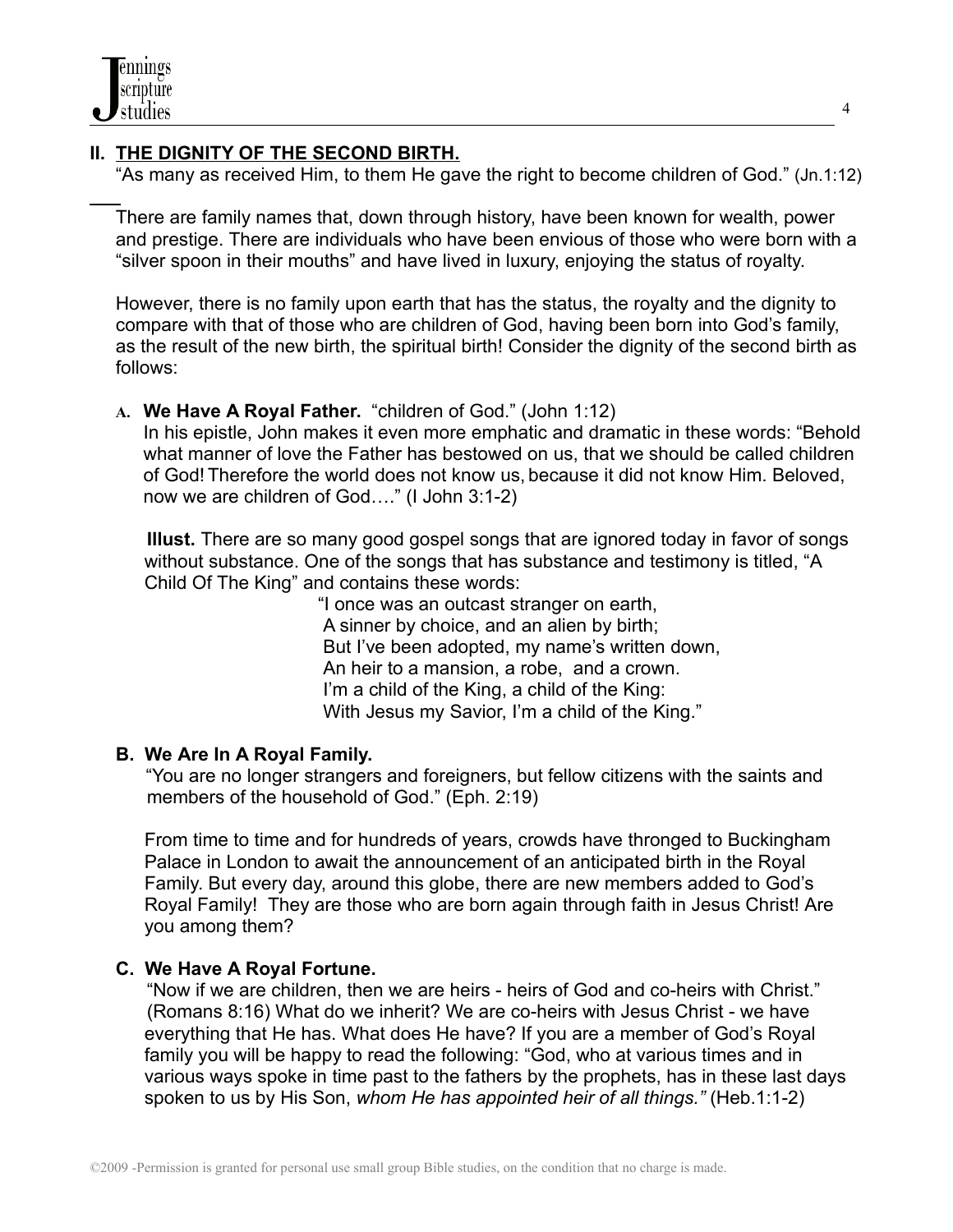## II. THE DIGNITY OF THE SECOND BIRTH.

"As many as received Him, to them He gave the right to become children of God." (Jn.1:12)

There are family names that, down through history, have been known for wealth, power and prestige. There are individuals who have been envious of those who were born with a "silver spoon in their mouths" and have lived in luxury, enjoying the status of royalty.

However, there is no family upon earth that has the status, the royalty and the dignity to compare with that of those who are children of God, having been born into God's family, as the result of the new birth, the spiritual birth! Consider the dignity of the second birth as follows:

### A. We Have A Royal Father. "children of God." (John 1:12)

In his epistle, John makes it even more emphatic and dramatic in these words: "Behold what manner of love the Father has bestowed on us, that we should be called children of God! Therefore the world does not know us, because it did not know Him. Beloved, now we are children of God…." (I John 3:1-2)

**Illust.** There are so many good gospel songs that are ignored today in favor of songs without substance. One of the songs that has substance and testimony is titled, "A Child Of The King" and contains these words:

"I once was an outcast stranger on earth,
A sinner by choice, and an alien by birth;
But I've been adopted, my name's written down,
An heir to a mansion, a robe, and a crown.
I'm a child of the King, a child of the King:
With Jesus my Savior, I'm a child of the King."

### B. We Are In A Royal Family.

"You are no longer strangers and foreigners, but fellow citizens with the saints and members of the household of God." (Eph. 2:19)

From time to time and for hundreds of years, crowds have thronged to Buckingham Palace in London to await the announcement of an anticipated birth in the Royal Family. But every day, around this globe, there are new members added to God's Royal Family! They are those who are born again through faith in Jesus Christ! Are you among them?

### C. We Have A Royal Fortune.

"Now if we are children, then we are heirs - heirs of God and co-heirs with Christ." (Romans 8:16) What do we inherit? We are co-heirs with Jesus Christ - we have everything that He has. What does He have? If you are a member of God's Royal family you will be happy to read the following: "God, who at various times and in various ways spoke in time past to the fathers by the prophets, has in these last days spoken to us by His Son, *whom He has appointed heir of all things."* (Heb.1:1-2)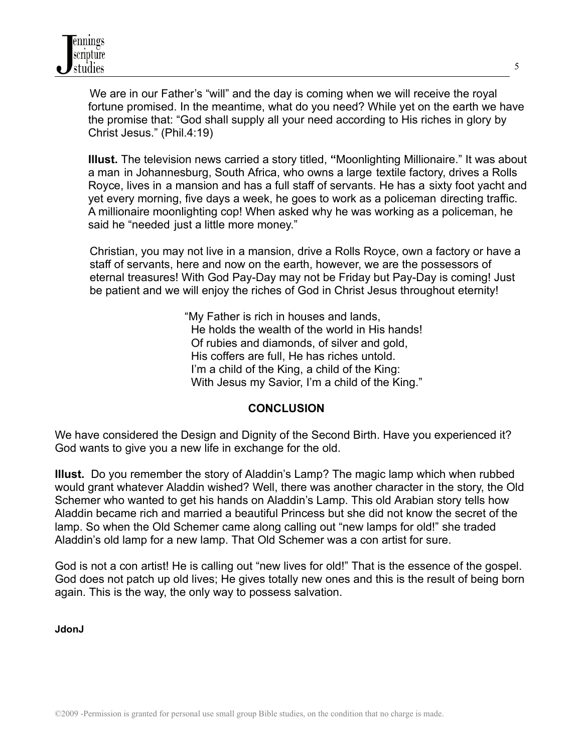We are in our Father's "will" and the day is coming when we will receive the royal fortune promised. In the meantime, what do you need? While yet on the earth we have the promise that: "God shall supply all your need according to His riches in glory by Christ Jesus." (Phil.4:19)

**Illust.** The television news carried a story titled, **"**Moonlighting Millionaire." It was about a man in Johannesburg, South Africa, who owns a large textile factory, drives a Rolls Royce, lives in a mansion and has a full staff of servants. He has a sixty foot yacht and yet every morning, five days a week, he goes to work as a policeman directing traffic. A millionaire moonlighting cop! When asked why he was working as a policeman, he said he "needed just a little more money."

Christian, you may not live in a mansion, drive a Rolls Royce, own a factory or have a staff of servants, here and now on the earth, however, we are the possessors of eternal treasures! With God Pay-Day may not be Friday but Pay-Day is coming! Just be patient and we will enjoy the riches of God in Christ Jesus throughout eternity!

> "My Father is rich in houses and lands,
> He holds the wealth of the world in His hands!
> Of rubies and diamonds, of silver and gold,
> His coffers are full, He has riches untold.
> I'm a child of the King, a child of the King:
> With Jesus my Savior, I'm a child of the King."

## CONCLUSION

We have considered the Design and Dignity of the Second Birth. Have you experienced it? God wants to give you a new life in exchange for the old.

**Illust.** Do you remember the story of Aladdin's Lamp? The magic lamp which when rubbed would grant whatever Aladdin wished? Well, there was another character in the story, the Old Schemer who wanted to get his hands on Aladdin's Lamp. This old Arabian story tells how Aladdin became rich and married a beautiful Princess but she did not know the secret of the lamp. So when the Old Schemer came along calling out "new lamps for old!" she traded Aladdin's old lamp for a new lamp. That Old Schemer was a con artist for sure.

God is not a con artist! He is calling out "new lives for old!" That is the essence of the gospel. God does not patch up old lives; He gives totally new ones and this is the result of being born again. This is the way, the only way to possess salvation.

**JdonJ**

©2009 -Permission is granted for personal use small group Bible studies, on the condition that no charge is made.